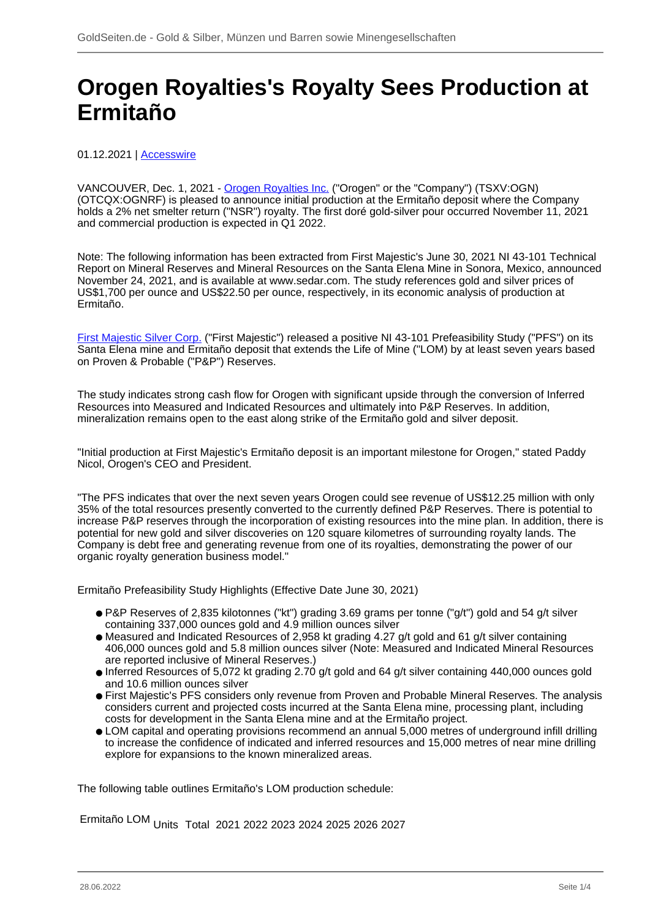# Orogen Royalties's Royalty Sees Production at Ermitaño

01.12.2021 | Accesswire

VANCOUVER, Dec. 1, 2021 - Orogen Royalties Inc. ("Orogen" or the "Company") (TSXV:OGN) (OTCQX:OGNRF) is pleased to announce initial production at the Ermitaño deposit where the Company holds a 2% net smelter return ("NSR") royalty. The first doré gold-silver pour occurred November 11, 2021 and commercial production is expected in Q1 2022.

Note: The following information has been extracted from First Majestic's June 30, 2021 NI 43-101 Technical Report on Mineral Reserves and Mineral Resources on the Santa Elena Mine in Sonora, Mexico, announced November 24, 2021, and is available at www.sedar.com. The study references gold and silver prices of US$1,700 per ounce and US$22.50 per ounce, respectively, in its economic analysis of production at Ermitaño.

First Majestic Silver Corp. ("First Majestic") released a positive NI 43-101 Prefeasibility Study ("PFS") on its Santa Elena mine and Ermitaño deposit that extends the Life of Mine ("LOM) by at least seven years based on Proven & Probable ("P&P") Reserves.

The study indicates strong cash flow for Orogen with significant upside through the conversion of Inferred Resources into Measured and Indicated Resources and ultimately into P&P Reserves. In addition, mineralization remains open to the east along strike of the Ermitaño gold and silver deposit.

"Initial production at First Majestic's Ermitaño deposit is an important milestone for Orogen," stated Paddy Nicol, Orogen's CEO and President.

"The PFS indicates that over the next seven years Orogen could see revenue of US$12.25 million with only 35% of the total resources presently converted to the currently defined P&P Reserves. There is potential to increase P&P reserves through the incorporation of existing resources into the mine plan. In addition, there is potential for new gold and silver discoveries on 120 square kilometres of surrounding royalty lands. The Company is debt free and generating revenue from one of its royalties, demonstrating the power of our organic royalty generation business model."

Ermitaño Prefeasibility Study Highlights (Effective Date June 30, 2021)

- P&P Reserves of 2,835 kilotonnes ("kt") grading 3.69 grams per tonne ("g/t") gold and 54 g/t silver containing 337,000 ounces gold and 4.9 million ounces silver
- Measured and Indicated Resources of 2,958 kt grading 4.27 g/t gold and 61 g/t silver containing 406,000 ounces gold and 5.8 million ounces silver (Note: Measured and Indicated Mineral Resources are reported inclusive of Mineral Reserves.)
- Inferred Resources of 5,072 kt grading 2.70 g/t gold and 64 g/t silver containing 440,000 ounces gold and 10.6 million ounces silver
- First Majestic's PFS considers only revenue from Proven and Probable Mineral Reserves. The analysis considers current and projected costs incurred at the Santa Elena mine, processing plant, including costs for development in the Santa Elena mine and at the Ermitaño project.
- LOM capital and operating provisions recommend an annual 5,000 metres of underground infill drilling to increase the confidence of indicated and inferred resources and 15,000 metres of near mine drilling explore for expansions to the known mineralized areas.

The following table outlines Ermitaño's LOM production schedule:

| Ermitaño LOM | Units | Total | 2021 | 2022 | 2023 | 2024 | 2025 | 2026 | 2027 |
|---|---|---|---|---|---|---|---|---|---|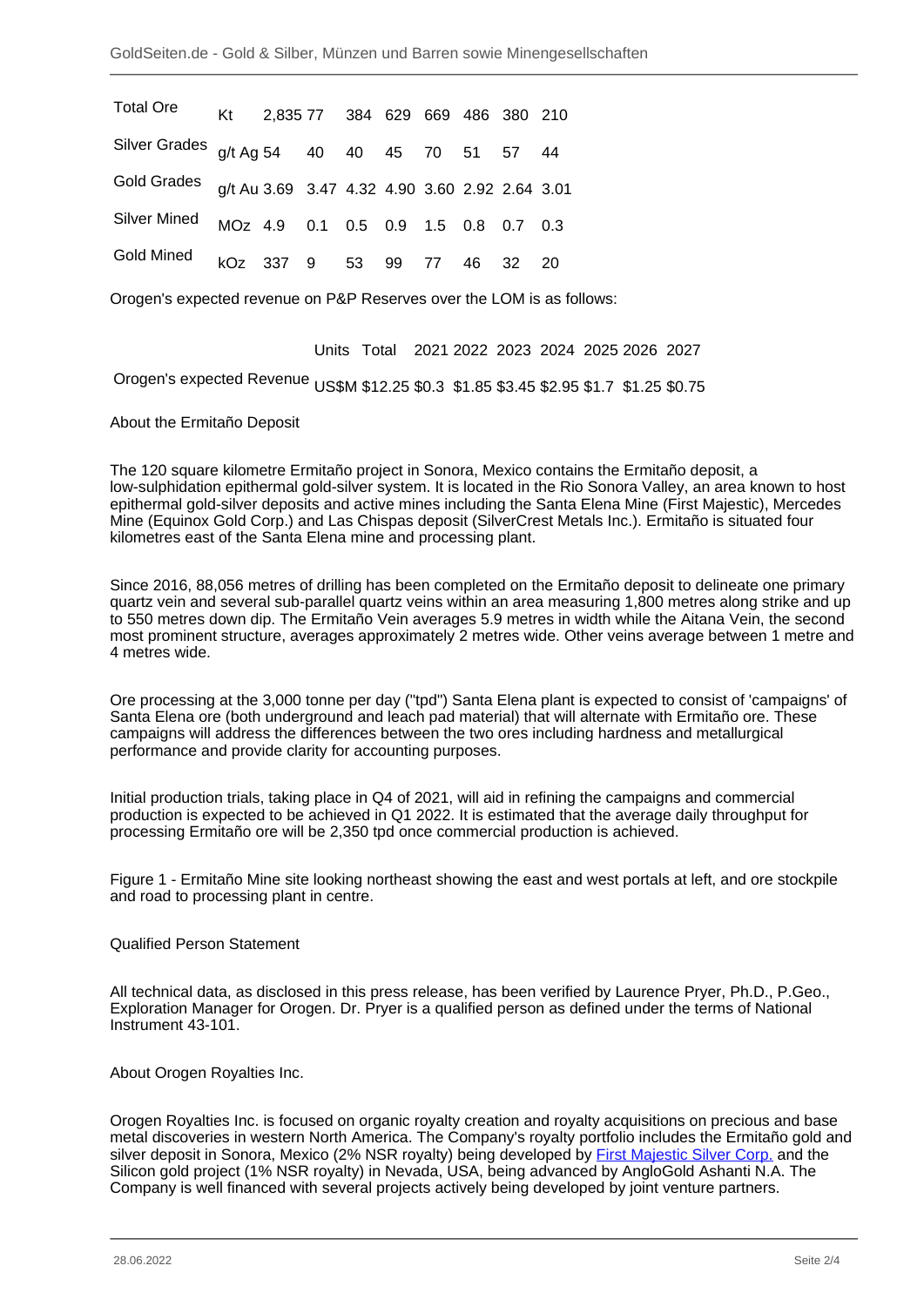| Total Ore | Kt | 2,835 | 77 | 384 | 629 | 669 | 486 | 380 | 210 |
|---|---|---|---|---|---|---|---|---|---|
| Silver Grades | g/t Ag | 54 | 40 | 40 | 45 | 70 | 51 | 57 | 44 |
| Gold Grades | g/t Au | 3.69 | 3.47 | 4.32 | 4.90 | 3.60 | 2.92 | 2.64 | 3.01 |
| Silver Mined | MOz | 4.9 | 0.1 | 0.5 | 0.9 | 1.5 | 0.8 | 0.7 | 0.3 |
| Gold Mined | kOz | 337 | 9 | 53 | 99 | 77 | 46 | 32 | 20 |

Orogen's expected revenue on P&P Reserves over the LOM is as follows:

| | Units | Total | 2021 | 2022 | 2023 | 2024 | 2025 | 2026 | 2027 |
|---|---|---|---|---|---|---|---|---|---|
| Orogen's expected Revenue | US$M | $12.25 | $0.3 | $1.85 | $3.45 | $2.95 | $1.7 | $1.25 | $0.75 |

About the Ermitaño Deposit

The 120 square kilometre Ermitaño project in Sonora, Mexico contains the Ermitaño deposit, a low-sulphidation epithermal gold-silver system. It is located in the Rio Sonora Valley, an area known to host epithermal gold-silver deposits and active mines including the Santa Elena Mine (First Majestic), Mercedes Mine (Equinox Gold Corp.) and Las Chispas deposit (SilverCrest Metals Inc.). Ermitaño is situated four kilometres east of the Santa Elena mine and processing plant.

Since 2016, 88,056 metres of drilling has been completed on the Ermitaño deposit to delineate one primary quartz vein and several sub-parallel quartz veins within an area measuring 1,800 metres along strike and up to 550 metres down dip. The Ermitaño Vein averages 5.9 metres in width while the Aitana Vein, the second most prominent structure, averages approximately 2 metres wide. Other veins average between 1 metre and 4 metres wide.

Ore processing at the 3,000 tonne per day ("tpd") Santa Elena plant is expected to consist of 'campaigns' of Santa Elena ore (both underground and leach pad material) that will alternate with Ermitaño ore. These campaigns will address the differences between the two ores including hardness and metallurgical performance and provide clarity for accounting purposes.

Initial production trials, taking place in Q4 of 2021, will aid in refining the campaigns and commercial production is expected to be achieved in Q1 2022. It is estimated that the average daily throughput for processing Ermitaño ore will be 2,350 tpd once commercial production is achieved.

Figure 1 - Ermitaño Mine site looking northeast showing the east and west portals at left, and ore stockpile and road to processing plant in centre.

Qualified Person Statement

All technical data, as disclosed in this press release, has been verified by Laurence Pryer, Ph.D., P.Geo., Exploration Manager for Orogen. Dr. Pryer is a qualified person as defined under the terms of National Instrument 43-101.

About Orogen Royalties Inc.

Orogen Royalties Inc. is focused on organic royalty creation and royalty acquisitions on precious and base metal discoveries in western North America. The Company's royalty portfolio includes the Ermitaño gold and silver deposit in Sonora, Mexico (2% NSR royalty) being developed by First Majestic Silver Corp. and the Silicon gold project (1% NSR royalty) in Nevada, USA, being advanced by AngloGold Ashanti N.A. The Company is well financed with several projects actively being developed by joint venture partners.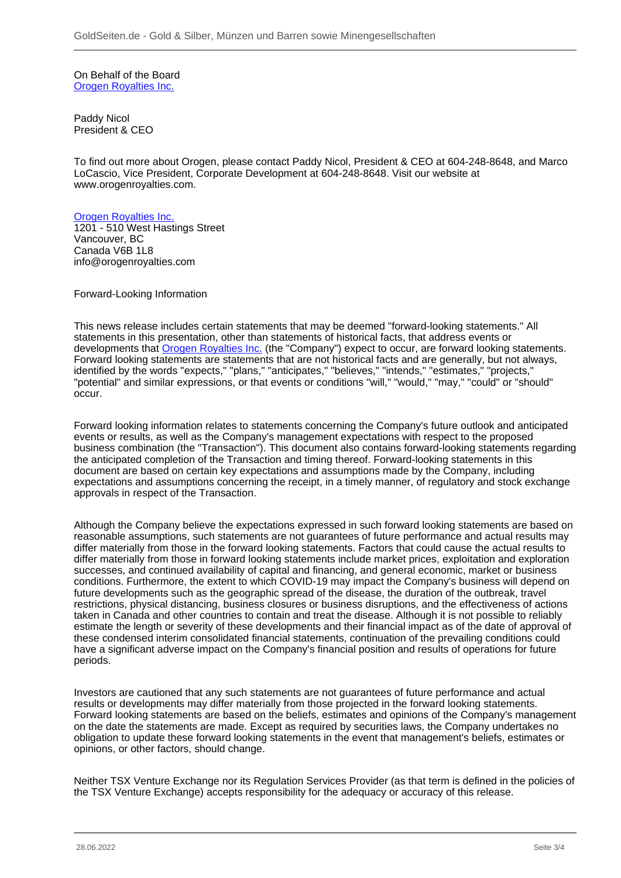On Behalf of the Board
Orogen Royalties Inc.

Paddy Nicol
President & CEO

To find out more about Orogen, please contact Paddy Nicol, President & CEO at 604-248-8648, and Marco LoCascio, Vice President, Corporate Development at 604-248-8648. Visit our website at www.orogenroyalties.com.

Orogen Royalties Inc.
1201 - 510 West Hastings Street
Vancouver, BC
Canada V6B 1L8
info@orogenroyalties.com

Forward-Looking Information

This news release includes certain statements that may be deemed "forward-looking statements." All statements in this presentation, other than statements of historical facts, that address events or developments that Orogen Royalties Inc. (the "Company") expect to occur, are forward looking statements. Forward looking statements are statements that are not historical facts and are generally, but not always, identified by the words "expects," "plans," "anticipates," "believes," "intends," "estimates," "projects," "potential" and similar expressions, or that events or conditions "will," "would," "may," "could" or "should" occur.

Forward looking information relates to statements concerning the Company's future outlook and anticipated events or results, as well as the Company's management expectations with respect to the proposed business combination (the "Transaction"). This document also contains forward-looking statements regarding the anticipated completion of the Transaction and timing thereof. Forward-looking statements in this document are based on certain key expectations and assumptions made by the Company, including expectations and assumptions concerning the receipt, in a timely manner, of regulatory and stock exchange approvals in respect of the Transaction.

Although the Company believe the expectations expressed in such forward looking statements are based on reasonable assumptions, such statements are not guarantees of future performance and actual results may differ materially from those in the forward looking statements. Factors that could cause the actual results to differ materially from those in forward looking statements include market prices, exploitation and exploration successes, and continued availability of capital and financing, and general economic, market or business conditions. Furthermore, the extent to which COVID-19 may impact the Company's business will depend on future developments such as the geographic spread of the disease, the duration of the outbreak, travel restrictions, physical distancing, business closures or business disruptions, and the effectiveness of actions taken in Canada and other countries to contain and treat the disease. Although it is not possible to reliably estimate the length or severity of these developments and their financial impact as of the date of approval of these condensed interim consolidated financial statements, continuation of the prevailing conditions could have a significant adverse impact on the Company's financial position and results of operations for future periods.

Investors are cautioned that any such statements are not guarantees of future performance and actual results or developments may differ materially from those projected in the forward looking statements. Forward looking statements are based on the beliefs, estimates and opinions of the Company's management on the date the statements are made. Except as required by securities laws, the Company undertakes no obligation to update these forward looking statements in the event that management's beliefs, estimates or opinions, or other factors, should change.

Neither TSX Venture Exchange nor its Regulation Services Provider (as that term is defined in the policies of the TSX Venture Exchange) accepts responsibility for the adequacy or accuracy of this release.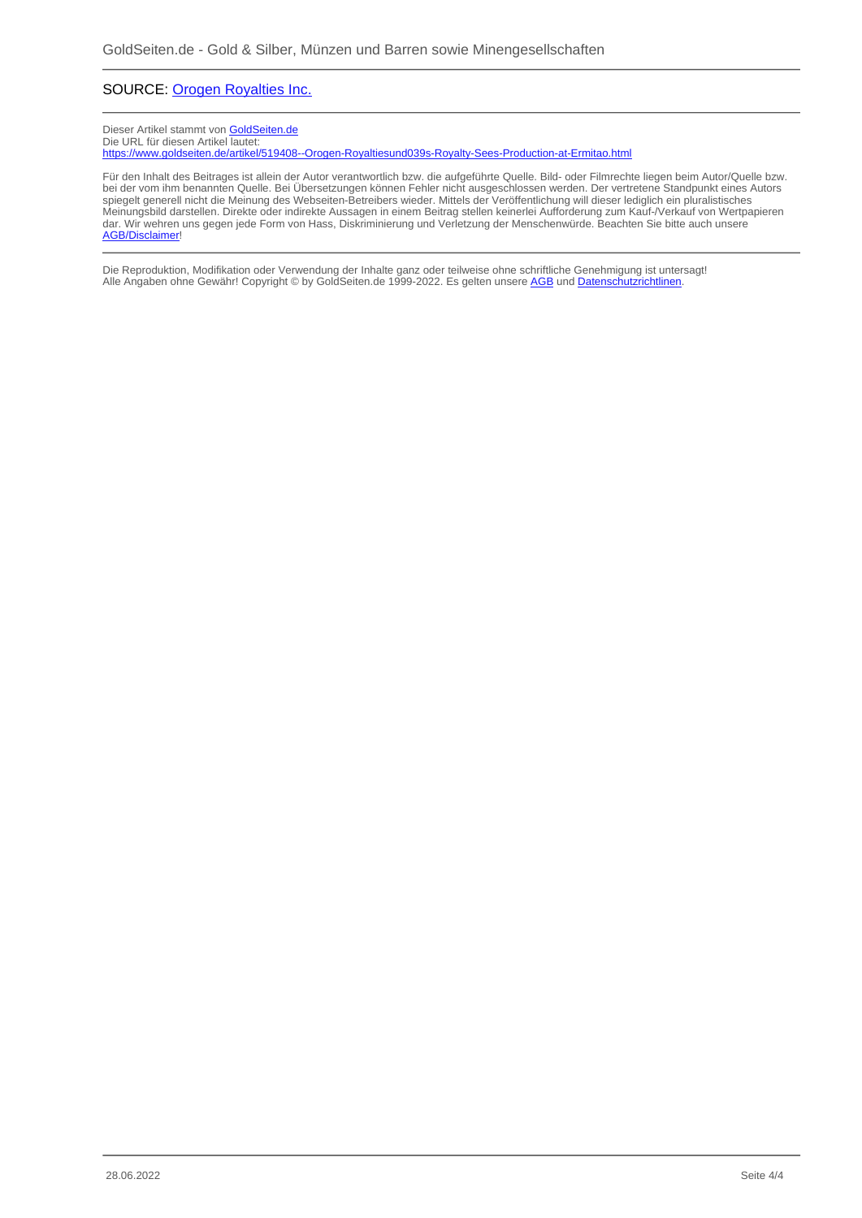SOURCE: Orogen Royalties Inc.

---

Dieser Artikel stammt von GoldSeiten.de
Die URL für diesen Artikel lautet:
https://www.goldseiten.de/artikel/519408--Orogen-Royaltiesund039s-Royalty-Sees-Production-at-Ermitao.html

Für den Inhalt des Beitrages ist allein der Autor verantwortlich bzw. die aufgeführte Quelle. Bild- oder Filmrechte liegen beim Autor/Quelle bzw. bei der vom ihm benannten Quelle. Bei Übersetzungen können Fehler nicht ausgeschlossen werden. Der vertretene Standpunkt eines Autors spiegelt generell nicht die Meinung des Webseiten-Betreibers wieder. Mittels der Veröffentlichung will dieser lediglich ein pluralistisches Meinungsbild darstellen. Direkte oder indirekte Aussagen in einem Beitrag stellen keinerlei Aufforderung zum Kauf-/Verkauf von Wertpapieren dar. Wir wehren uns gegen jede Form von Hass, Diskriminierung und Verletzung der Menschenwürde. Beachten Sie bitte auch unsere AGB/Disclaimer!

---

Die Reproduktion, Modifikation oder Verwendung der Inhalte ganz oder teilweise ohne schriftliche Genehmigung ist untersagt!
Alle Angaben ohne Gewähr! Copyright © by GoldSeiten.de 1999-2022. Es gelten unsere AGB und Datenschutzrichtlinen.